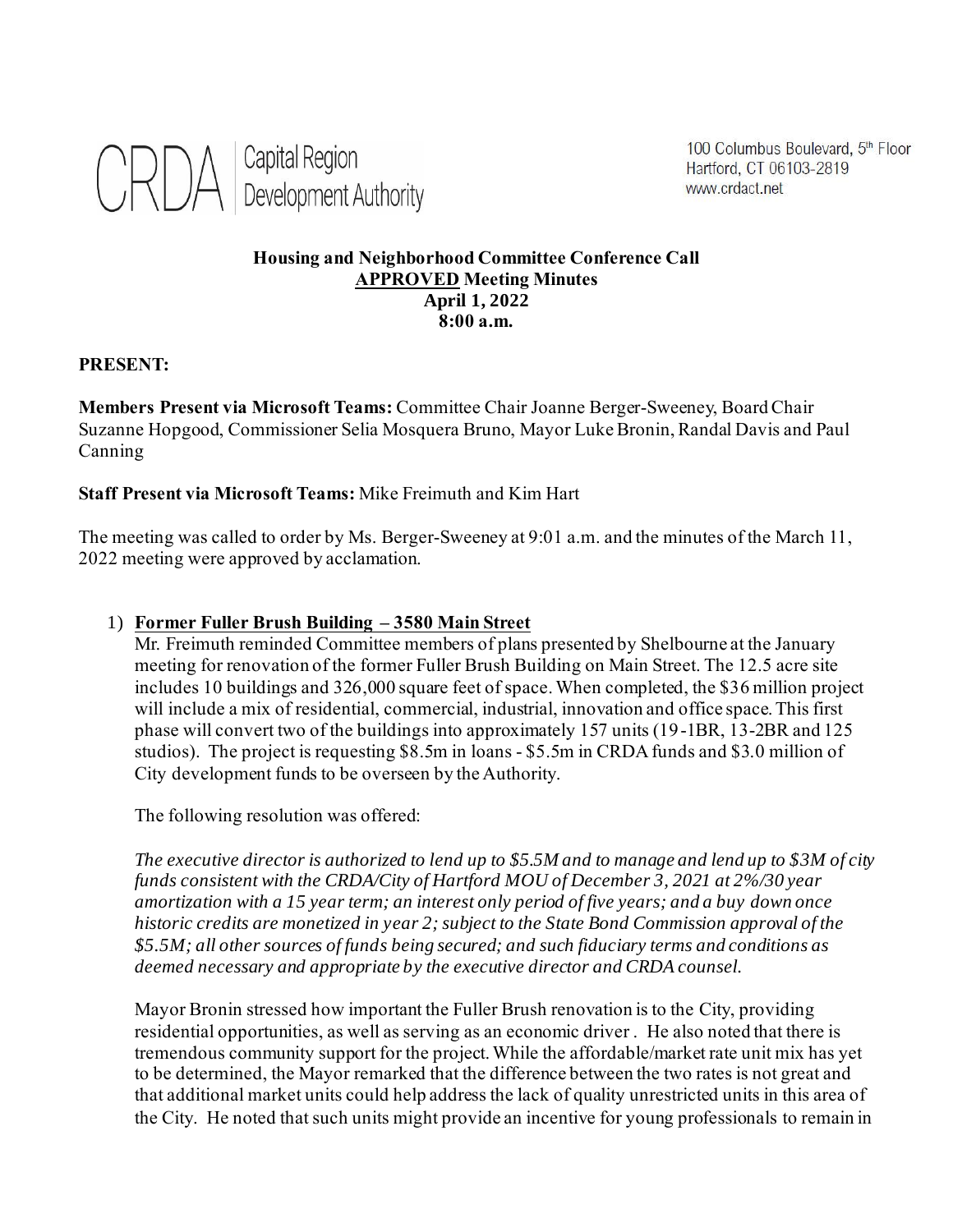CRDA | Capital Region Development Authority

100 Columbus Boulevard, 5th Floor
Hartford, CT 06103-2819
www.crdact.net

**Housing and Neighborhood Committee Conference Call**
**APPROVED Meeting Minutes**
**April 1, 2022**
**8:00 a.m.**

**PRESENT:**

**Members Present via Microsoft Teams:** Committee Chair Joanne Berger-Sweeney, Board Chair Suzanne Hopgood, Commissioner Selia Mosquera Bruno, Mayor Luke Bronin, Randal Davis and Paul Canning

**Staff Present via Microsoft Teams:** Mike Freimuth and Kim Hart

The meeting was called to order by Ms. Berger-Sweeney at 9:01 a.m. and the minutes of the March 11, 2022 meeting were approved by acclamation.

1) **Former Fuller Brush Building – 3580 Main Street**

   Mr. Freimuth reminded Committee members of plans presented by Shelbourne at the January meeting for renovation of the former Fuller Brush Building on Main Street. The 12.5 acre site includes 10 buildings and 326,000 square feet of space. When completed, the $36 million project will include a mix of residential, commercial, industrial, innovation and office space. This first phase will convert two of the buildings into approximately 157 units (19-1BR, 13-2BR and 125 studios). The project is requesting $8.5m in loans - $5.5m in CRDA funds and $3.0 million of City development funds to be overseen by the Authority.

   The following resolution was offered:

   *The executive director is authorized to lend up to $5.5M and to manage and lend up to $3M of city funds consistent with the CRDA/City of Hartford MOU of December 3, 2021 at 2%/30 year amortization with a 15 year term; an interest only period of five years; and a buy down once historic credits are monetized in year 2; subject to the State Bond Commission approval of the $5.5M; all other sources of funds being secured; and such fiduciary terms and conditions as deemed necessary and appropriate by the executive director and CRDA counsel.*

   Mayor Bronin stressed how important the Fuller Brush renovation is to the City, providing residential opportunities, as well as serving as an economic driver. He also noted that there is tremendous community support for the project. While the affordable/market rate unit mix has yet to be determined, the Mayor remarked that the difference between the two rates is not great and that additional market units could help address the lack of quality unrestricted units in this area of the City. He noted that such units might provide an incentive for young professionals to remain in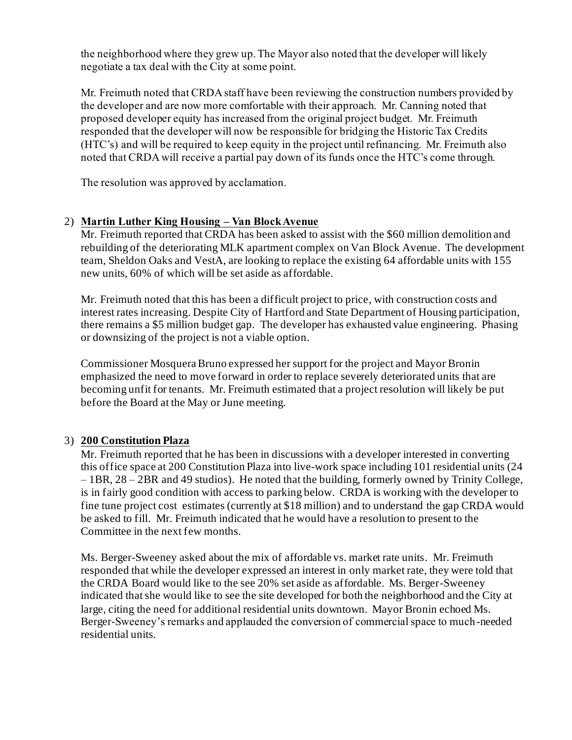the neighborhood where they grew up. The Mayor also noted that the developer will likely negotiate a tax deal with the City at some point.

Mr. Freimuth noted that CRDA staff have been reviewing the construction numbers provided by the developer and are now more comfortable with their approach. Mr. Canning noted that proposed developer equity has increased from the original project budget. Mr. Freimuth responded that the developer will now be responsible for bridging the Historic Tax Credits (HTC's) and will be required to keep equity in the project until refinancing. Mr. Freimuth also noted that CRDA will receive a partial pay down of its funds once the HTC's come through.

The resolution was approved by acclamation.

2) **Martin Luther King Housing – Van Block Avenue**

Mr. Freimuth reported that CRDA has been asked to assist with the \$60 million demolition and rebuilding of the deteriorating MLK apartment complex on Van Block Avenue. The development team, Sheldon Oaks and VestA, are looking to replace the existing 64 affordable units with 155 new units, 60% of which will be set aside as affordable.

Mr. Freimuth noted that this has been a difficult project to price, with construction costs and interest rates increasing. Despite City of Hartford and State Department of Housing participation, there remains a \$5 million budget gap. The developer has exhausted value engineering. Phasing or downsizing of the project is not a viable option.

Commissioner Mosquera Bruno expressed her support for the project and Mayor Bronin emphasized the need to move forward in order to replace severely deteriorated units that are becoming unfit for tenants. Mr. Freimuth estimated that a project resolution will likely be put before the Board at the May or June meeting.

3) **200 Constitution Plaza**

Mr. Freimuth reported that he has been in discussions with a developer interested in converting this office space at 200 Constitution Plaza into live-work space including 101 residential units (24 – 1BR, 28 – 2BR and 49 studios). He noted that the building, formerly owned by Trinity College, is in fairly good condition with access to parking below. CRDA is working with the developer to fine tune project cost estimates (currently at \$18 million) and to understand the gap CRDA would be asked to fill. Mr. Freimuth indicated that he would have a resolution to present to the Committee in the next few months.

Ms. Berger-Sweeney asked about the mix of affordable vs. market rate units. Mr. Freimuth responded that while the developer expressed an interest in only market rate, they were told that the CRDA Board would like to the see 20% set aside as affordable. Ms. Berger-Sweeney indicated that she would like to see the site developed for both the neighborhood and the City at large, citing the need for additional residential units downtown. Mayor Bronin echoed Ms. Berger-Sweeney's remarks and applauded the conversion of commercial space to much-needed residential units.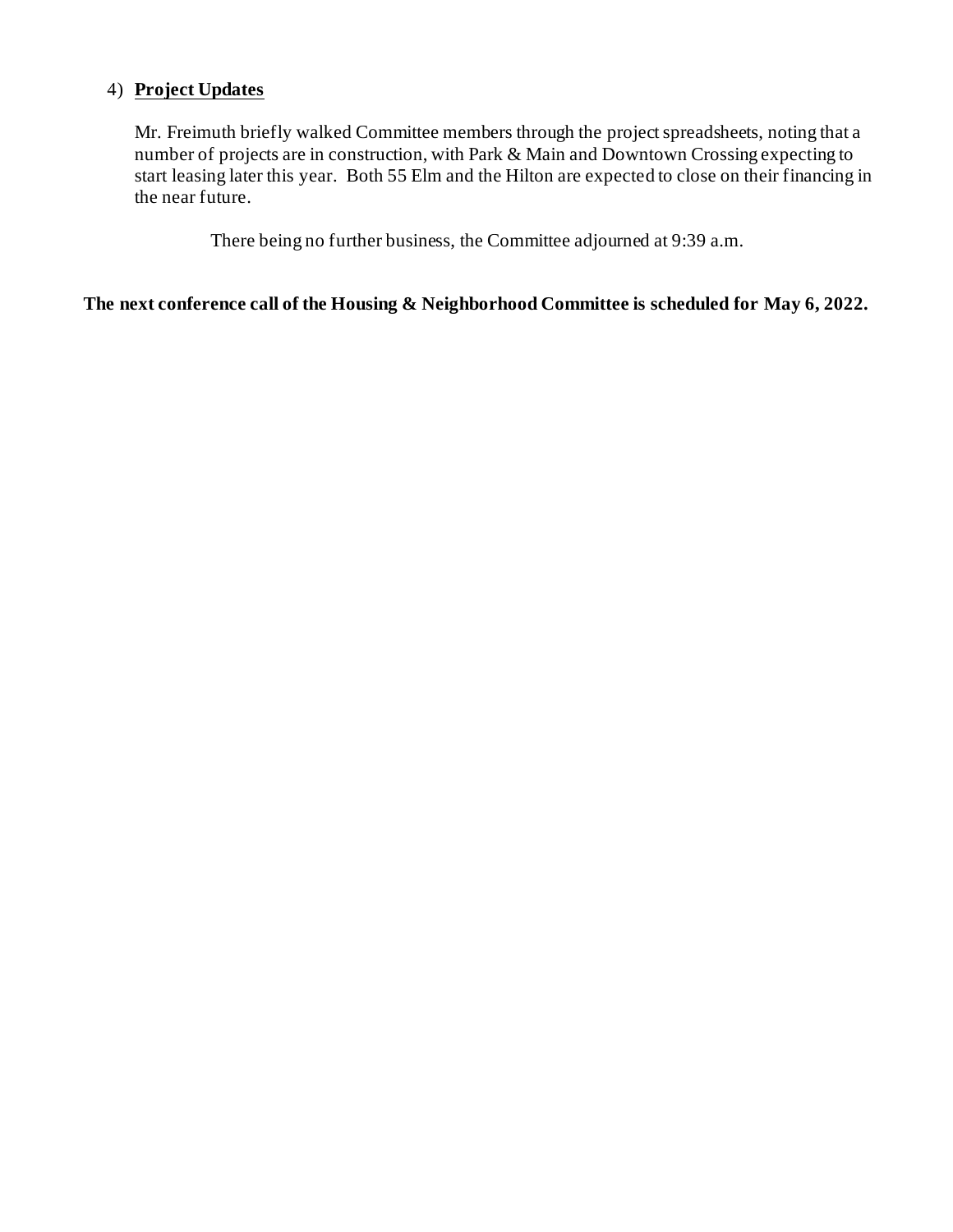4) **Project Updates**

Mr. Freimuth briefly walked Committee members through the project spreadsheets, noting that a number of projects are in construction, with Park & Main and Downtown Crossing expecting to start leasing later this year. Both 55 Elm and the Hilton are expected to close on their financing in the near future.

There being no further business, the Committee adjourned at 9:39 a.m.

**The next conference call of the Housing & Neighborhood Committee is scheduled for May 6, 2022.**